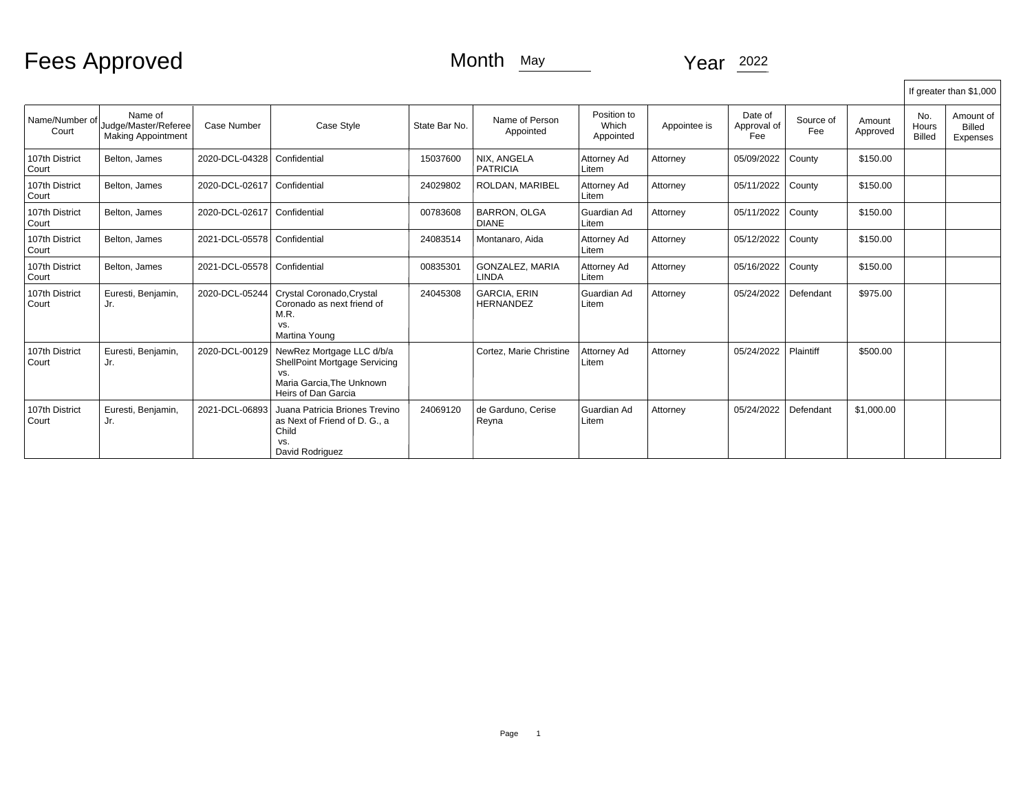# Fees Approved

Month May Year 2022

| Name/Number of Court | Name of Judge/Master/Referee Making Appointment | Case Number | Case Style | State Bar No. | Name of Person Appointed | Position to Which Appointed | Appointee is | Date of Approval of Fee | Source of Fee | Amount Approved | If greater than $1,000 | |
|---|---|---|---|---|---|---|---|---|---|---|---|---|
| | | | | | | | | | | | No. Hours Billed | Amount of Billed Expenses |
| 107th District Court | Belton, James | 2020-DCL-04328 | Confidential | 15037600 | NIX, ANGELA PATRICIA | Attorney Ad Litem | Attorney | 05/09/2022 | County | $150.00 | | |
| 107th District Court | Belton, James | 2020-DCL-02617 | Confidential | 24029802 | ROLDAN, MARIBEL | Attorney Ad Litem | Attorney | 05/11/2022 | County | $150.00 | | |
| 107th District Court | Belton, James | 2020-DCL-02617 | Confidential | 00783608 | BARRON, OLGA DIANE | Guardian Ad Litem | Attorney | 05/11/2022 | County | $150.00 | | |
| 107th District Court | Belton, James | 2021-DCL-05578 | Confidential | 24083514 | Montanaro, Aida | Attorney Ad Litem | Attorney | 05/12/2022 | County | $150.00 | | |
| 107th District Court | Belton, James | 2021-DCL-05578 | Confidential | 00835301 | GONZALEZ, MARIA LINDA | Attorney Ad Litem | Attorney | 05/16/2022 | County | $150.00 | | |
| 107th District Court | Euresti, Benjamin, Jr. | 2020-DCL-05244 | Crystal Coronado,Crystal Coronado as next friend of M.R. vs. Martina Young | 24045308 | GARCIA, ERIN HERNANDEZ | Guardian Ad Litem | Attorney | 05/24/2022 | Defendant | $975.00 | | |
| 107th District Court | Euresti, Benjamin, Jr. | 2020-DCL-00129 | NewRez Mortgage LLC d/b/a ShellPoint Mortgage Servicing vs. Maria Garcia,The Unknown Heirs of Dan Garcia | | Cortez, Marie Christine | Attorney Ad Litem | Attorney | 05/24/2022 | Plaintiff | $500.00 | | |
| 107th District Court | Euresti, Benjamin, Jr. | 2021-DCL-06893 | Juana Patricia Briones Trevino as Next of Friend of D. G., a Child vs. David Rodriguez | 24069120 | de Garduno, Cerise Reyna | Guardian Ad Litem | Attorney | 05/24/2022 | Defendant | $1,000.00 | | |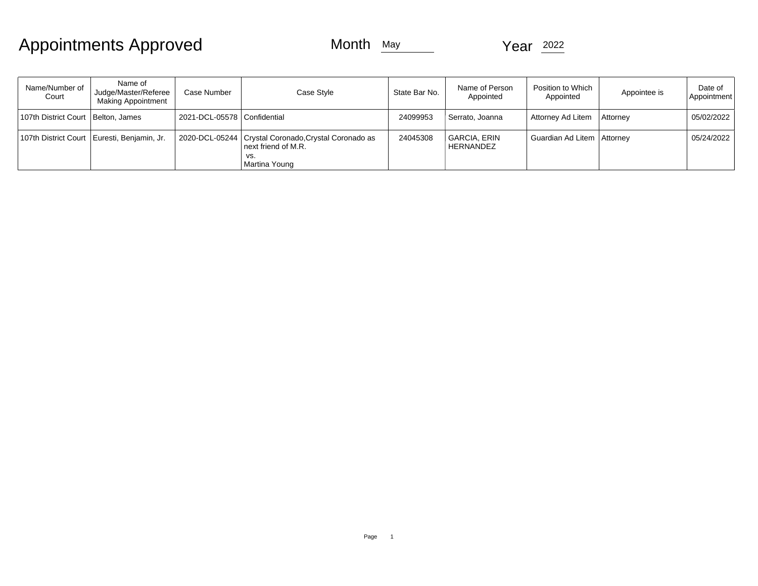# Appointments Approved

Month May

Year 2022

| Name/Number of Court | Name of Judge/Master/Referee Making Appointment | Case Number | Case Style | State Bar No. | Name of Person Appointed | Position to Which Appointed | Appointee is | Date of Appointment |
|---|---|---|---|---|---|---|---|---|
| 107th District Court | Belton, James | 2021-DCL-05578 | Confidential | 24099953 | Serrato, Joanna | Attorney Ad Litem | Attorney | 05/02/2022 |
| 107th District Court | Eurest, Benjamin, Jr. | 2020-DCL-05244 | Crystal Coronado,Crystal Coronado as next friend of M.R. vs. Martina Young | 24045308 | GARCIA, ERIN HERNANDEZ | Guardian Ad Litem | Attorney | 05/24/2022 |